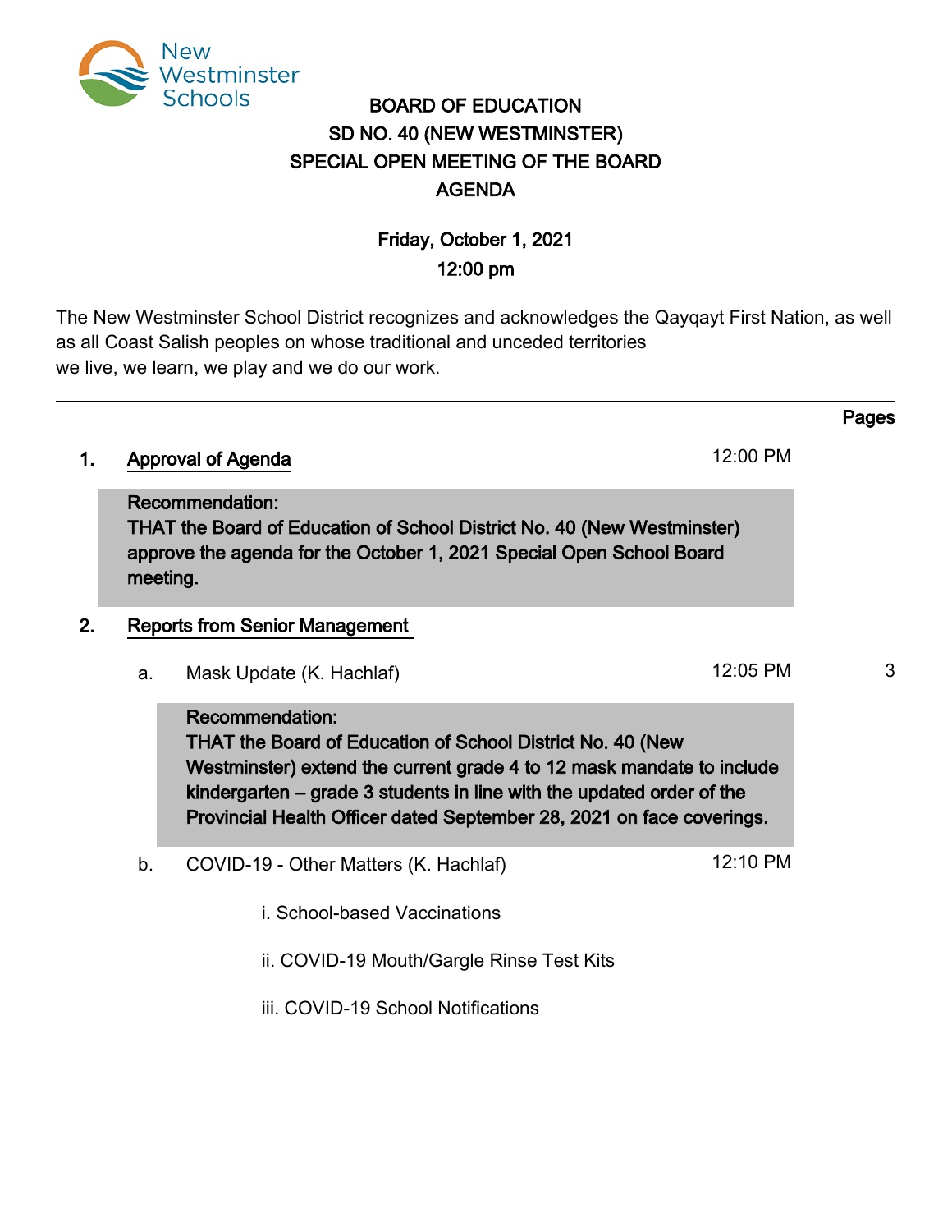New Westminster Schools

# BOARD OF EDUCATION
# SD NO. 40 (NEW WESTMINSTER)
# SPECIAL OPEN MEETING OF THE BOARD
# AGENDA

**Friday, October 1, 2021**
**12:00 pm**

The New Westminster School District recognizes and acknowledges the Qayqayt First Nation, as well as all Coast Salish peoples on whose traditional and unceded territories we live, we learn, we play and we do our work.

---

Pages

1. **Approval of Agenda** — 12:00 PM

   **Recommendation:**
   **THAT the Board of Education of School District No. 40 (New Westminster) approve the agenda for the October 1, 2021 Special Open School Board meeting.**

2. **Reports from Senior Management**

   a. Mask Update (K. Hachlaf) — 12:05 PM — 3

   **Recommendation:**
   **THAT the Board of Education of School District No. 40 (New Westminster) extend the current grade 4 to 12 mask mandate to include kindergarten – grade 3 students in line with the updated order of the Provincial Health Officer dated September 28, 2021 on face coverings.**

   b. COVID-19 - Other Matters (K. Hachlaf) — 12:10 PM

      i. School-based Vaccinations

      ii. COVID-19 Mouth/Gargle Rinse Test Kits

      iii. COVID-19 School Notifications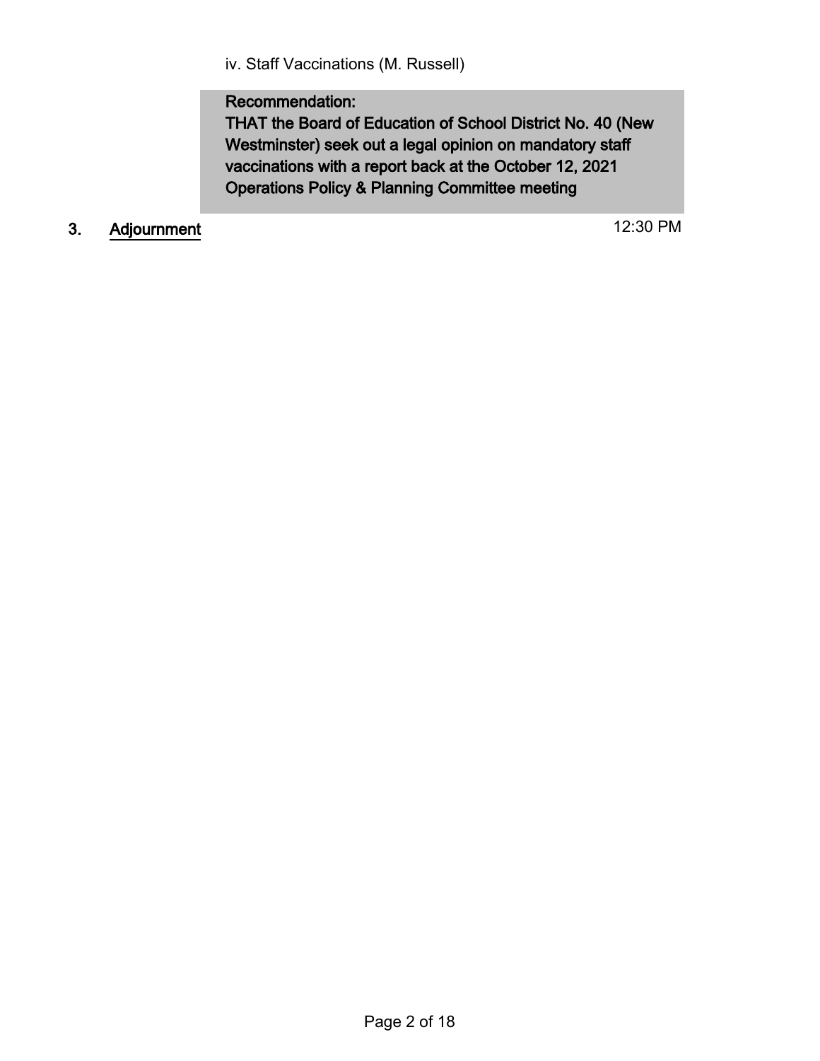iv. Staff Vaccinations (M. Russell)

**Recommendation:**
**THAT the Board of Education of School District No. 40 (New Westminster) seek out a legal opinion on mandatory staff vaccinations with a report back at the October 12, 2021 Operations Policy & Planning Committee meeting**

**3. Adjournment** 12:30 PM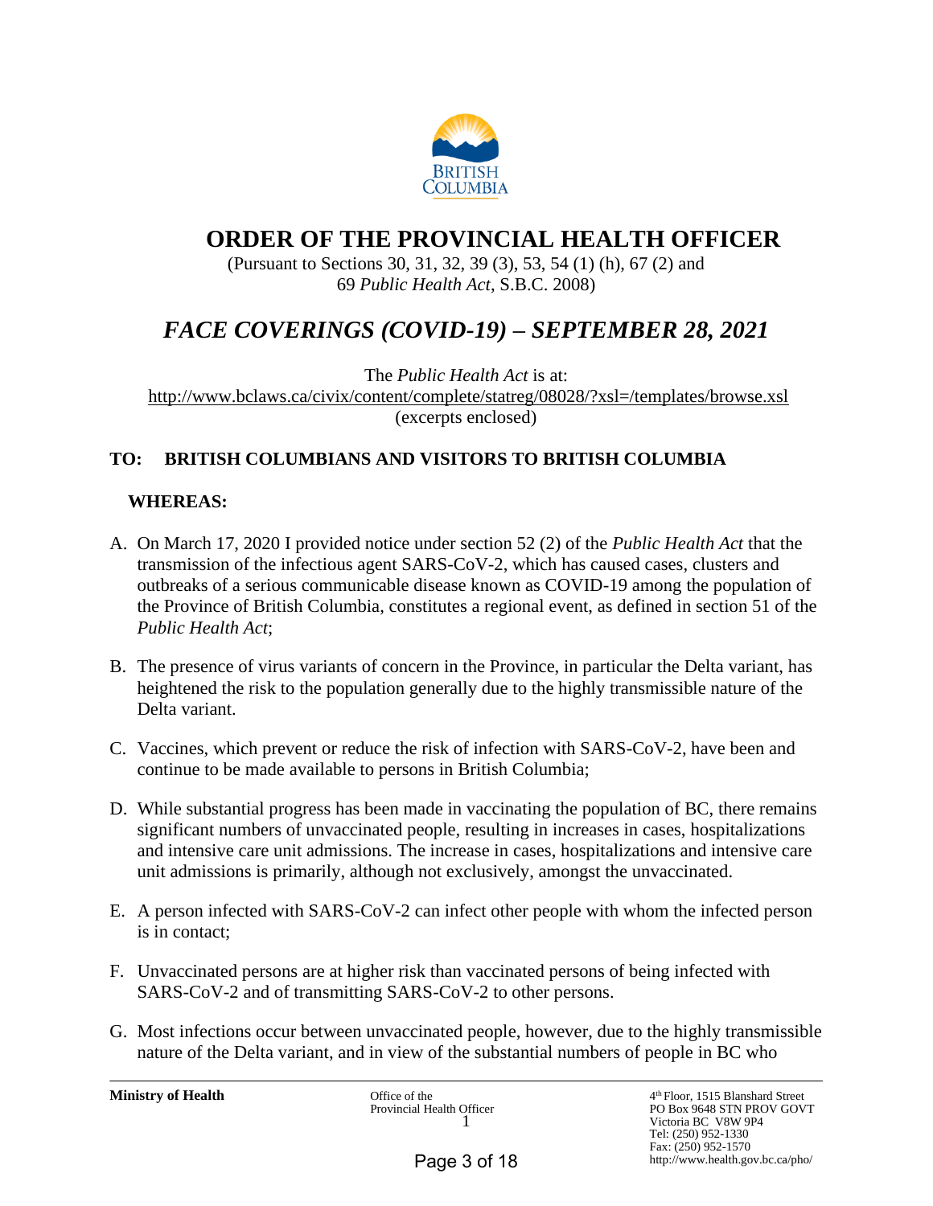# ORDER OF THE PROVINCIAL HEALTH OFFICER

(Pursuant to Sections 30, 31, 32, 39 (3), 53, 54 (1) (h), 67 (2) and 69 *Public Health Act*, S.B.C. 2008)

## *FACE COVERINGS (COVID-19) – SEPTEMBER 28, 2021*

The *Public Health Act* is at:
http://www.bclaws.ca/civix/content/complete/statreg/08028/?xsl=/templates/browse.xsl
(excerpts enclosed)

**TO: BRITISH COLUMBIANS AND VISITORS TO BRITISH COLUMBIA**

**WHEREAS:**

A. On March 17, 2020 I provided notice under section 52 (2) of the *Public Health Act* that the transmission of the infectious agent SARS-CoV-2, which has caused cases, clusters and outbreaks of a serious communicable disease known as COVID-19 among the population of the Province of British Columbia, constitutes a regional event, as defined in section 51 of the *Public Health Act*;

B. The presence of virus variants of concern in the Province, in particular the Delta variant, has heightened the risk to the population generally due to the highly transmissible nature of the Delta variant.

C. Vaccines, which prevent or reduce the risk of infection with SARS-CoV-2, have been and continue to be made available to persons in British Columbia;

D. While substantial progress has been made in vaccinating the population of BC, there remains significant numbers of unvaccinated people, resulting in increases in cases, hospitalizations and intensive care unit admissions. The increase in cases, hospitalizations and intensive care unit admissions is primarily, although not exclusively, amongst the unvaccinated.

E. A person infected with SARS-CoV-2 can infect other people with whom the infected person is in contact;

F. Unvaccinated persons are at higher risk than vaccinated persons of being infected with SARS-CoV-2 and of transmitting SARS-CoV-2 to other persons.

G. Most infections occur between unvaccinated people, however, due to the highly transmissible nature of the Delta variant, and in view of the substantial numbers of people in BC who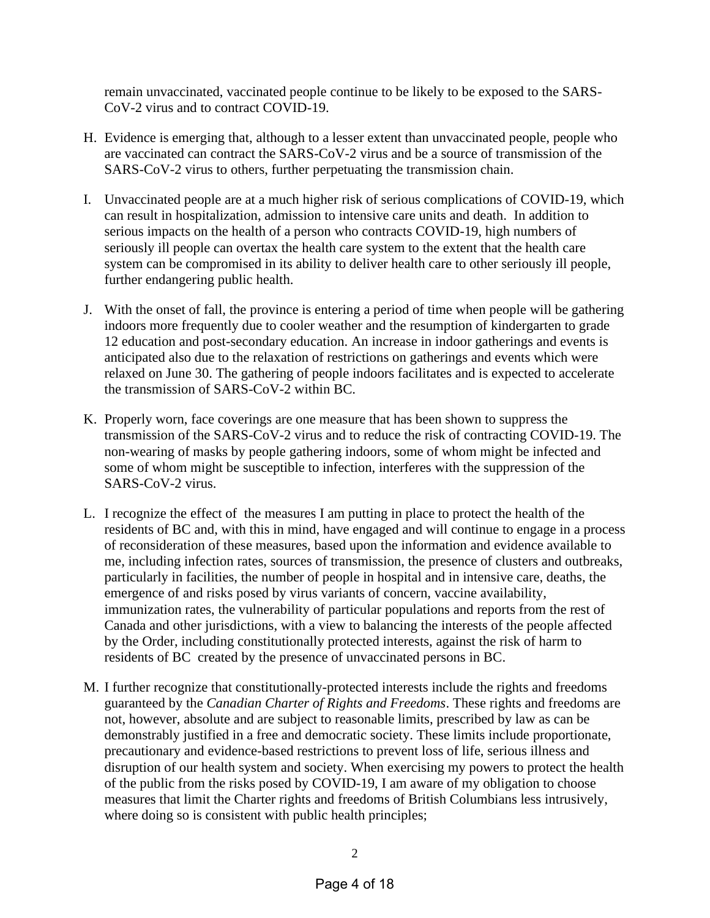remain unvaccinated, vaccinated people continue to be likely to be exposed to the SARS-CoV-2 virus and to contract COVID-19.

H. Evidence is emerging that, although to a lesser extent than unvaccinated people, people who are vaccinated can contract the SARS-CoV-2 virus and be a source of transmission of the SARS-CoV-2 virus to others, further perpetuating the transmission chain.

I. Unvaccinated people are at a much higher risk of serious complications of COVID-19, which can result in hospitalization, admission to intensive care units and death. In addition to serious impacts on the health of a person who contracts COVID-19, high numbers of seriously ill people can overtax the health care system to the extent that the health care system can be compromised in its ability to deliver health care to other seriously ill people, further endangering public health.

J. With the onset of fall, the province is entering a period of time when people will be gathering indoors more frequently due to cooler weather and the resumption of kindergarten to grade 12 education and post-secondary education. An increase in indoor gatherings and events is anticipated also due to the relaxation of restrictions on gatherings and events which were relaxed on June 30. The gathering of people indoors facilitates and is expected to accelerate the transmission of SARS-CoV-2 within BC.

K. Properly worn, face coverings are one measure that has been shown to suppress the transmission of the SARS-CoV-2 virus and to reduce the risk of contracting COVID-19. The non-wearing of masks by people gathering indoors, some of whom might be infected and some of whom might be susceptible to infection, interferes with the suppression of the SARS-CoV-2 virus.

L. I recognize the effect of the measures I am putting in place to protect the health of the residents of BC and, with this in mind, have engaged and will continue to engage in a process of reconsideration of these measures, based upon the information and evidence available to me, including infection rates, sources of transmission, the presence of clusters and outbreaks, particularly in facilities, the number of people in hospital and in intensive care, deaths, the emergence of and risks posed by virus variants of concern, vaccine availability, immunization rates, the vulnerability of particular populations and reports from the rest of Canada and other jurisdictions, with a view to balancing the interests of the people affected by the Order, including constitutionally protected interests, against the risk of harm to residents of BC created by the presence of unvaccinated persons in BC.

M. I further recognize that constitutionally-protected interests include the rights and freedoms guaranteed by the *Canadian Charter of Rights and Freedoms*. These rights and freedoms are not, however, absolute and are subject to reasonable limits, prescribed by law as can be demonstrably justified in a free and democratic society. These limits include proportionate, precautionary and evidence-based restrictions to prevent loss of life, serious illness and disruption of our health system and society. When exercising my powers to protect the health of the public from the risks posed by COVID-19, I am aware of my obligation to choose measures that limit the Charter rights and freedoms of British Columbians less intrusively, where doing so is consistent with public health principles;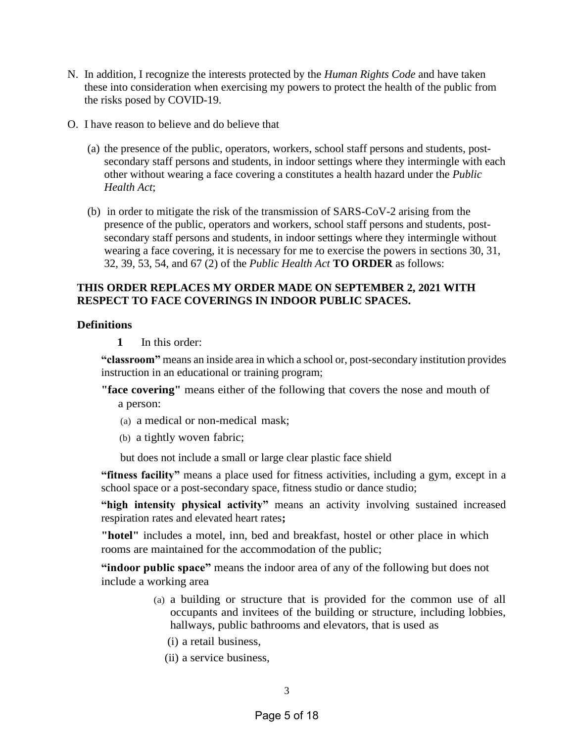N. In addition, I recognize the interests protected by the *Human Rights Code* and have taken these into consideration when exercising my powers to protect the health of the public from the risks posed by COVID-19.

O. I have reason to believe and do believe that

(a) the presence of the public, operators, workers, school staff persons and students, post-secondary staff persons and students, in indoor settings where they intermingle with each other without wearing a face covering a constitutes a health hazard under the *Public Health Act*;

(b) in order to mitigate the risk of the transmission of SARS-CoV-2 arising from the presence of the public, operators and workers, school staff persons and students, post-secondary staff persons and students, in indoor settings where they intermingle without wearing a face covering, it is necessary for me to exercise the powers in sections 30, 31, 32, 39, 53, 54, and 67 (2) of the *Public Health Act* **TO ORDER** as follows:

**THIS ORDER REPLACES MY ORDER MADE ON SEPTEMBER 2, 2021 WITH RESPECT TO FACE COVERINGS IN INDOOR PUBLIC SPACES.**

**Definitions**

**1** In this order:

**"classroom"** means an inside area in which a school or, post-secondary institution provides instruction in an educational or training program;

**"face covering"** means either of the following that covers the nose and mouth of a person:

(a) a medical or non-medical mask;

(b) a tightly woven fabric;

but does not include a small or large clear plastic face shield

**"fitness facility"** means a place used for fitness activities, including a gym, except in a school space or a post-secondary space, fitness studio or dance studio;

**"high intensity physical activity"** means an activity involving sustained increased respiration rates and elevated heart rates**;**

**"hotel"** includes a motel, inn, bed and breakfast, hostel or other place in which rooms are maintained for the accommodation of the public;

**"indoor public space"** means the indoor area of any of the following but does not include a working area

(a) a building or structure that is provided for the common use of all occupants and invitees of the building or structure, including lobbies, hallways, public bathrooms and elevators, that is used as

(i) a retail business,

(ii) a service business,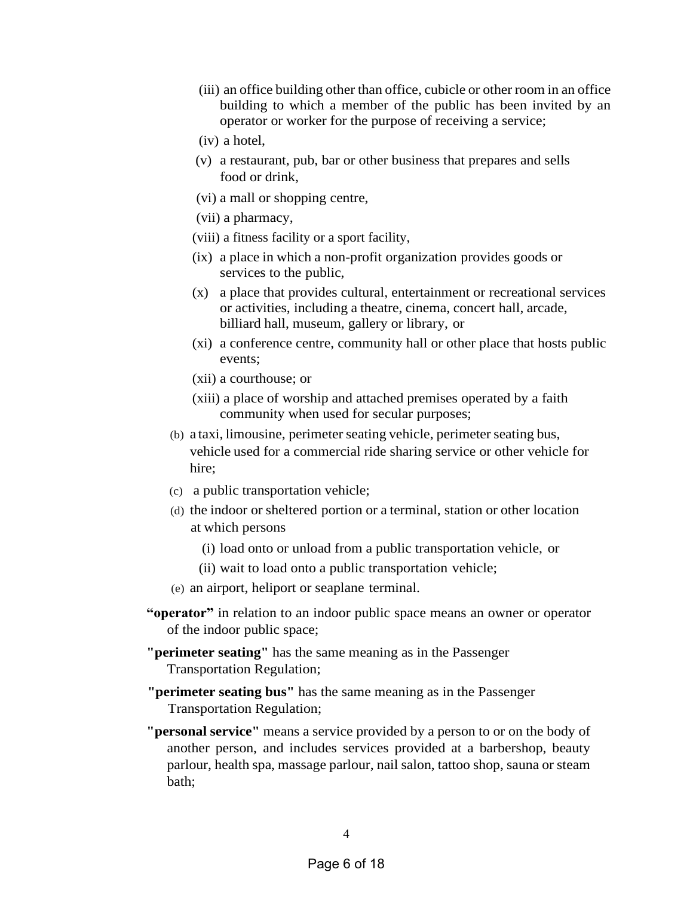(iii) an office building other than office, cubicle or other room in an office building to which a member of the public has been invited by an operator or worker for the purpose of receiving a service;

(iv) a hotel,

(v) a restaurant, pub, bar or other business that prepares and sells food or drink,

(vi) a mall or shopping centre,

(vii) a pharmacy,

(viii) a fitness facility or a sport facility,

(ix) a place in which a non-profit organization provides goods or services to the public,

(x) a place that provides cultural, entertainment or recreational services or activities, including a theatre, cinema, concert hall, arcade, billiard hall, museum, gallery or library, or

(xi) a conference centre, community hall or other place that hosts public events;

(xii) a courthouse; or

(xiii) a place of worship and attached premises operated by a faith community when used for secular purposes;

(b) a taxi, limousine, perimeter seating vehicle, perimeter seating bus, vehicle used for a commercial ride sharing service or other vehicle for hire;

(c) a public transportation vehicle;

(d) the indoor or sheltered portion or a terminal, station or other location at which persons

(i) load onto or unload from a public transportation vehicle, or

(ii) wait to load onto a public transportation vehicle;

(e) an airport, heliport or seaplane terminal.

**"operator"** in relation to an indoor public space means an owner or operator of the indoor public space;

**"perimeter seating"** has the same meaning as in the Passenger Transportation Regulation;

**"perimeter seating bus"** has the same meaning as in the Passenger Transportation Regulation;

**"personal service"** means a service provided by a person to or on the body of another person, and includes services provided at a barbershop, beauty parlour, health spa, massage parlour, nail salon, tattoo shop, sauna or steam bath;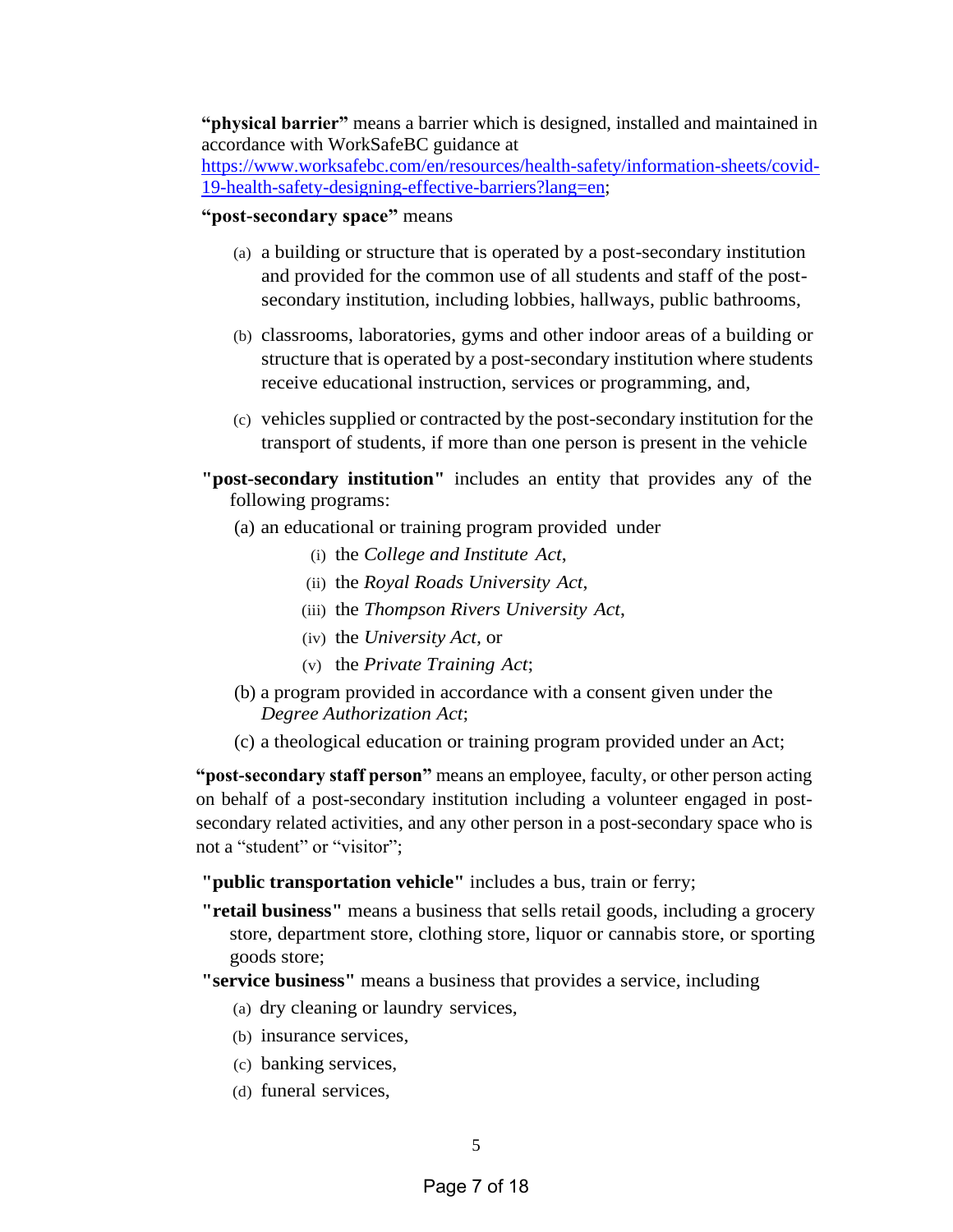**"physical barrier"** means a barrier which is designed, installed and maintained in accordance with WorkSafeBC guidance at [https://www.worksafebc.com/en/resources/health-safety/information-sheets/covid-19-health-safety-designing-effective-barriers?lang=en](https://www.worksafebc.com/en/resources/health-safety/information-sheets/covid-19-health-safety-designing-effective-barriers?lang=en);

**"post-secondary space"** means

(a) a building or structure that is operated by a post-secondary institution and provided for the common use of all students and staff of the post-secondary institution, including lobbies, hallways, public bathrooms,

(b) classrooms, laboratories, gyms and other indoor areas of a building or structure that is operated by a post-secondary institution where students receive educational instruction, services or programming, and,

(c) vehicles supplied or contracted by the post-secondary institution for the transport of students, if more than one person is present in the vehicle

**"post-secondary institution"** includes an entity that provides any of the following programs:

(a) an educational or training program provided under

- (i) the *College and Institute Act*,
- (ii) the *Royal Roads University Act*,
- (iii) the *Thompson Rivers University Act*,
- (iv) the *University Act*, or
- (v) the *Private Training Act*;

(b) a program provided in accordance with a consent given under the *Degree Authorization Act*;

(c) a theological education or training program provided under an Act;

**"post-secondary staff person"** means an employee, faculty, or other person acting on behalf of a post-secondary institution including a volunteer engaged in post-secondary related activities, and any other person in a post-secondary space who is not a "student" or "visitor";

**"public transportation vehicle"** includes a bus, train or ferry;

**"retail business"** means a business that sells retail goods, including a grocery store, department store, clothing store, liquor or cannabis store, or sporting goods store;

**"service business"** means a business that provides a service, including

(a) dry cleaning or laundry services,

(b) insurance services,

(c) banking services,

(d) funeral services,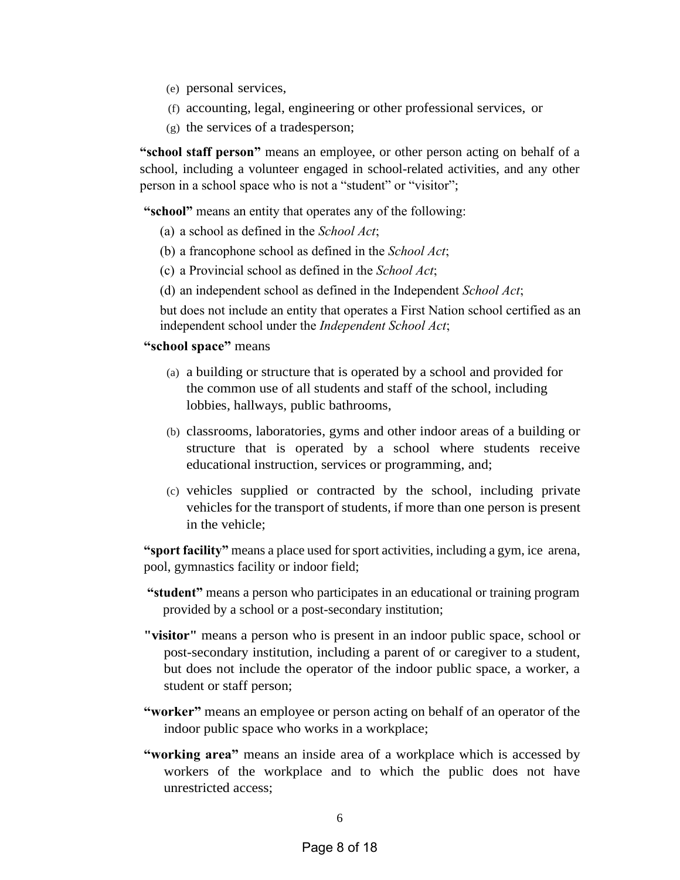(e) personal services,

(f) accounting, legal, engineering or other professional services, or

(g) the services of a tradesperson;

**"school staff person"** means an employee, or other person acting on behalf of a school, including a volunteer engaged in school-related activities, and any other person in a school space who is not a "student" or "visitor";

**"school"** means an entity that operates any of the following:

(a) a school as defined in the *School Act*;

(b) a francophone school as defined in the *School Act*;

(c) a Provincial school as defined in the *School Act*;

(d) an independent school as defined in the Independent *School Act*;

but does not include an entity that operates a First Nation school certified as an independent school under the *Independent School Act*;

**"school space"** means

(a) a building or structure that is operated by a school and provided for the common use of all students and staff of the school, including lobbies, hallways, public bathrooms,

(b) classrooms, laboratories, gyms and other indoor areas of a building or structure that is operated by a school where students receive educational instruction, services or programming, and;

(c) vehicles supplied or contracted by the school, including private vehicles for the transport of students, if more than one person is present in the vehicle;

**"sport facility"** means a place used for sport activities, including a gym, ice arena, pool, gymnastics facility or indoor field;

**"student"** means a person who participates in an educational or training program provided by a school or a post-secondary institution;

**"visitor"** means a person who is present in an indoor public space, school or post-secondary institution, including a parent of or caregiver to a student, but does not include the operator of the indoor public space, a worker, a student or staff person;

**"worker"** means an employee or person acting on behalf of an operator of the indoor public space who works in a workplace;

**"working area"** means an inside area of a workplace which is accessed by workers of the workplace and to which the public does not have unrestricted access;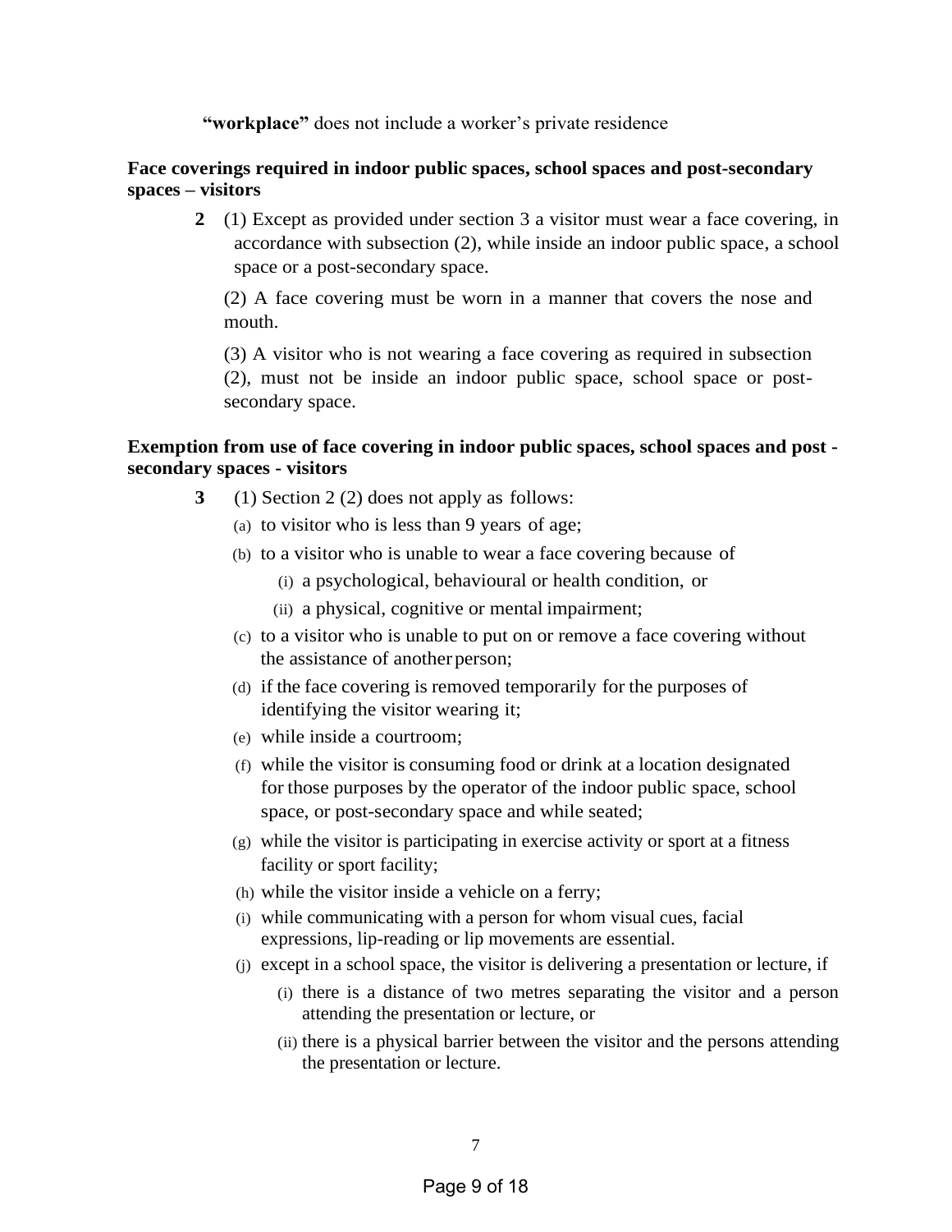**“workplace”** does not include a worker’s private residence

**Face coverings required in indoor public spaces, school spaces and post-secondary spaces – visitors**

**2** (1) Except as provided under section 3 a visitor must wear a face covering, in accordance with subsection (2), while inside an indoor public space, a school space or a post-secondary space.

(2) A face covering must be worn in a manner that covers the nose and mouth.

(3) A visitor who is not wearing a face covering as required in subsection (2), must not be inside an indoor public space, school space or post-secondary space.

**Exemption from use of face covering in indoor public spaces, school spaces and post - secondary spaces - visitors**

**3** (1) Section 2 (2) does not apply as follows:

(a) to visitor who is less than 9 years of age;

(b) to a visitor who is unable to wear a face covering because of

(i) a psychological, behavioural or health condition, or

(ii) a physical, cognitive or mental impairment;

(c) to a visitor who is unable to put on or remove a face covering without the assistance of another person;

(d) if the face covering is removed temporarily for the purposes of identifying the visitor wearing it;

(e) while inside a courtroom;

(f) while the visitor is consuming food or drink at a location designated for those purposes by the operator of the indoor public space, school space, or post-secondary space and while seated;

(g) while the visitor is participating in exercise activity or sport at a fitness facility or sport facility;

(h) while the visitor inside a vehicle on a ferry;

(i) while communicating with a person for whom visual cues, facial expressions, lip-reading or lip movements are essential.

(j) except in a school space, the visitor is delivering a presentation or lecture, if

(i) there is a distance of two metres separating the visitor and a person attending the presentation or lecture, or

(ii) there is a physical barrier between the visitor and the persons attending the presentation or lecture.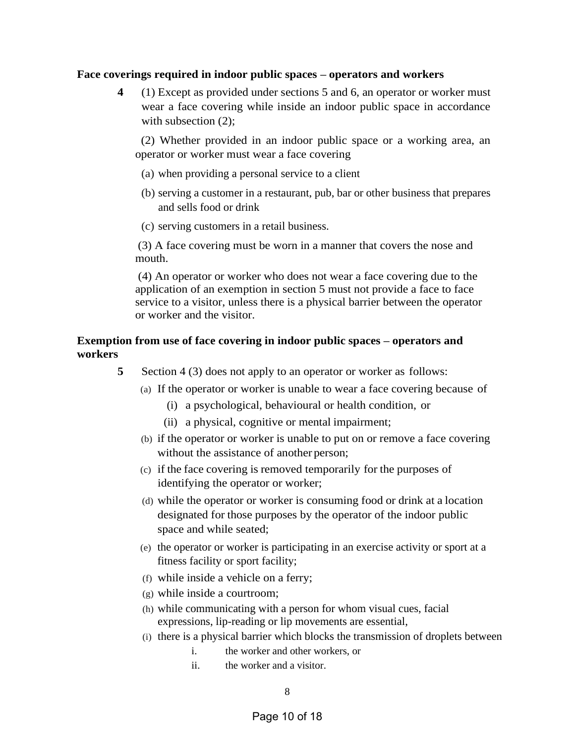**Face coverings required in indoor public spaces – operators and workers**

**4** (1) Except as provided under sections 5 and 6, an operator or worker must wear a face covering while inside an indoor public space in accordance with subsection (2);

(2) Whether provided in an indoor public space or a working area, an operator or worker must wear a face covering

(a) when providing a personal service to a client

(b) serving a customer in a restaurant, pub, bar or other business that prepares and sells food or drink

(c) serving customers in a retail business.

(3) A face covering must be worn in a manner that covers the nose and mouth.

(4) An operator or worker who does not wear a face covering due to the application of an exemption in section 5 must not provide a face to face service to a visitor, unless there is a physical barrier between the operator or worker and the visitor.

**Exemption from use of face covering in indoor public spaces – operators and workers**

**5** Section 4 (3) does not apply to an operator or worker as follows:

(a) If the operator or worker is unable to wear a face covering because of

(i) a psychological, behavioural or health condition, or

(ii) a physical, cognitive or mental impairment;

(b) if the operator or worker is unable to put on or remove a face covering without the assistance of another person;

(c) if the face covering is removed temporarily for the purposes of identifying the operator or worker;

(d) while the operator or worker is consuming food or drink at a location designated for those purposes by the operator of the indoor public space and while seated;

(e) the operator or worker is participating in an exercise activity or sport at a fitness facility or sport facility;

(f) while inside a vehicle on a ferry;

(g) while inside a courtroom;

(h) while communicating with a person for whom visual cues, facial expressions, lip-reading or lip movements are essential,

(i) there is a physical barrier which blocks the transmission of droplets between

i. the worker and other workers, or

ii. the worker and a visitor.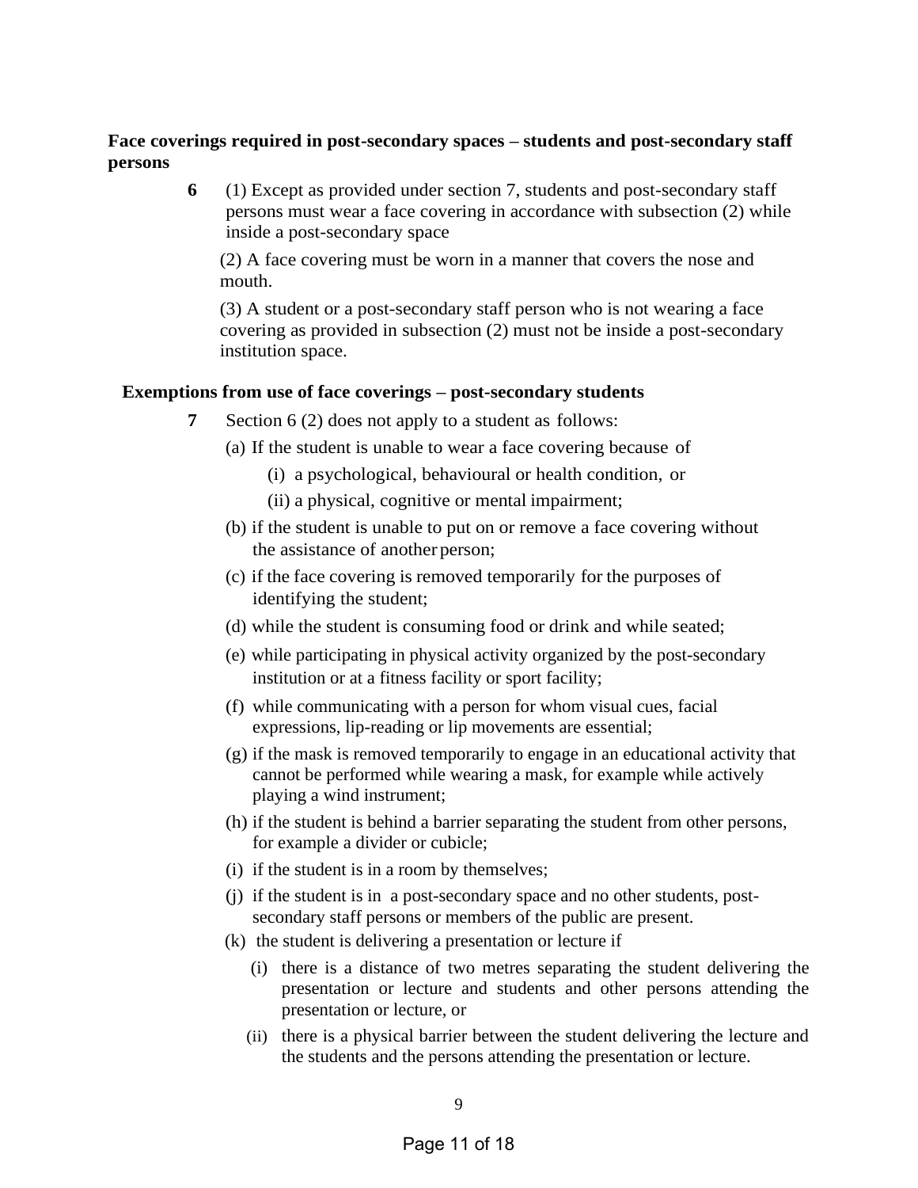**Face coverings required in post-secondary spaces – students and post-secondary staff persons**

**6** (1) Except as provided under section 7, students and post-secondary staff persons must wear a face covering in accordance with subsection (2) while inside a post-secondary space

(2) A face covering must be worn in a manner that covers the nose and mouth.

(3) A student or a post-secondary staff person who is not wearing a face covering as provided in subsection (2) must not be inside a post-secondary institution space.

**Exemptions from use of face coverings – post-secondary students**

**7** Section 6 (2) does not apply to a student as follows:

(a) If the student is unable to wear a face covering because of

(i) a psychological, behavioural or health condition, or

(ii) a physical, cognitive or mental impairment;

(b) if the student is unable to put on or remove a face covering without the assistance of another person;

(c) if the face covering is removed temporarily for the purposes of identifying the student;

(d) while the student is consuming food or drink and while seated;

(e) while participating in physical activity organized by the post-secondary institution or at a fitness facility or sport facility;

(f) while communicating with a person for whom visual cues, facial expressions, lip-reading or lip movements are essential;

(g) if the mask is removed temporarily to engage in an educational activity that cannot be performed while wearing a mask, for example while actively playing a wind instrument;

(h) if the student is behind a barrier separating the student from other persons, for example a divider or cubicle;

(i) if the student is in a room by themselves;

(j) if the student is in a post-secondary space and no other students, post-secondary staff persons or members of the public are present.

(k) the student is delivering a presentation or lecture if

(i) there is a distance of two metres separating the student delivering the presentation or lecture and students and other persons attending the presentation or lecture, or

(ii) there is a physical barrier between the student delivering the lecture and the students and the persons attending the presentation or lecture.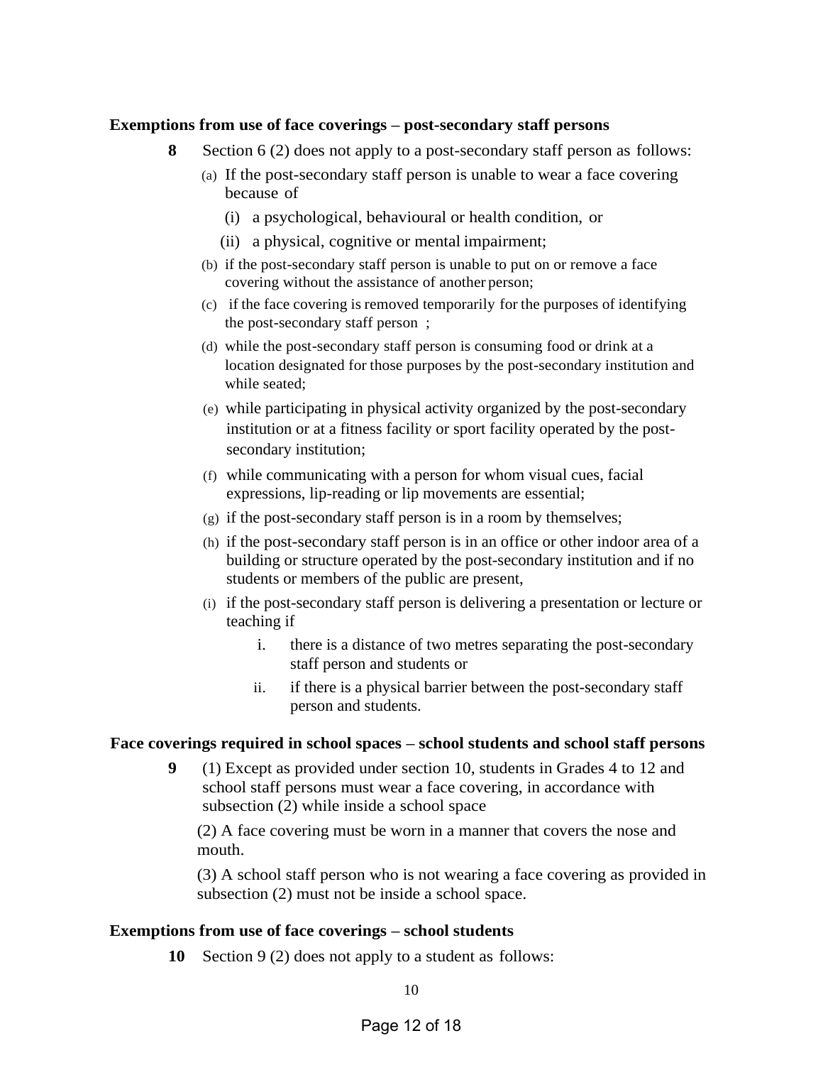**Exemptions from use of face coverings – post-secondary staff persons**

**8** Section 6 (2) does not apply to a post-secondary staff person as follows:

(a) If the post-secondary staff person is unable to wear a face covering because of

(i) a psychological, behavioural or health condition, or

(ii) a physical, cognitive or mental impairment;

(b) if the post-secondary staff person is unable to put on or remove a face covering without the assistance of another person;

(c) if the face covering is removed temporarily for the purposes of identifying the post-secondary staff person ;

(d) while the post-secondary staff person is consuming food or drink at a location designated for those purposes by the post-secondary institution and while seated;

(e) while participating in physical activity organized by the post-secondary institution or at a fitness facility or sport facility operated by the post-secondary institution;

(f) while communicating with a person for whom visual cues, facial expressions, lip-reading or lip movements are essential;

(g) if the post-secondary staff person is in a room by themselves;

(h) if the post-secondary staff person is in an office or other indoor area of a building or structure operated by the post-secondary institution and if no students or members of the public are present,

(i) if the post-secondary staff person is delivering a presentation or lecture or teaching if

i. there is a distance of two metres separating the post-secondary staff person and students or

ii. if there is a physical barrier between the post-secondary staff person and students.

**Face coverings required in school spaces – school students and school staff persons**

**9** (1) Except as provided under section 10, students in Grades 4 to 12 and school staff persons must wear a face covering, in accordance with subsection (2) while inside a school space

(2) A face covering must be worn in a manner that covers the nose and mouth.

(3) A school staff person who is not wearing a face covering as provided in subsection (2) must not be inside a school space.

**Exemptions from use of face coverings – school students**

**10** Section 9 (2) does not apply to a student as follows: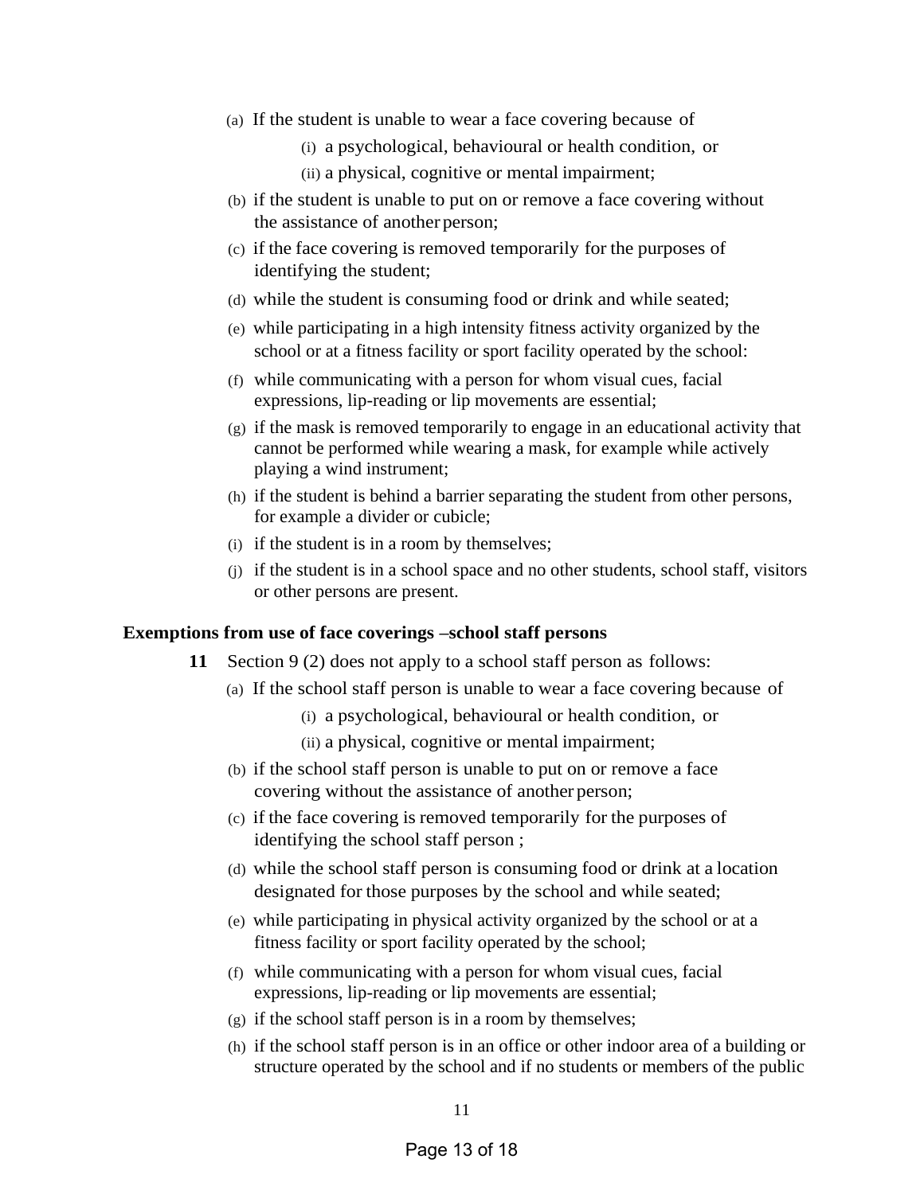- (a) If the student is unable to wear a face covering because of
  - (i) a psychological, behavioural or health condition, or
  - (ii) a physical, cognitive or mental impairment;
- (b) if the student is unable to put on or remove a face covering without the assistance of another person;
- (c) if the face covering is removed temporarily for the purposes of identifying the student;
- (d) while the student is consuming food or drink and while seated;
- (e) while participating in a high intensity fitness activity organized by the school or at a fitness facility or sport facility operated by the school:
- (f) while communicating with a person for whom visual cues, facial expressions, lip-reading or lip movements are essential;
- (g) if the mask is removed temporarily to engage in an educational activity that cannot be performed while wearing a mask, for example while actively playing a wind instrument;
- (h) if the student is behind a barrier separating the student from other persons, for example a divider or cubicle;
- (i) if the student is in a room by themselves;
- (j) if the student is in a school space and no other students, school staff, visitors or other persons are present.

**Exemptions from use of face coverings –school staff persons**

**11** Section 9 (2) does not apply to a school staff person as follows:

- (a) If the school staff person is unable to wear a face covering because of
  - (i) a psychological, behavioural or health condition, or
  - (ii) a physical, cognitive or mental impairment;
- (b) if the school staff person is unable to put on or remove a face covering without the assistance of another person;
- (c) if the face covering is removed temporarily for the purposes of identifying the school staff person ;
- (d) while the school staff person is consuming food or drink at a location designated for those purposes by the school and while seated;
- (e) while participating in physical activity organized by the school or at a fitness facility or sport facility operated by the school;
- (f) while communicating with a person for whom visual cues, facial expressions, lip-reading or lip movements are essential;
- (g) if the school staff person is in a room by themselves;
- (h) if the school staff person is in an office or other indoor area of a building or structure operated by the school and if no students or members of the public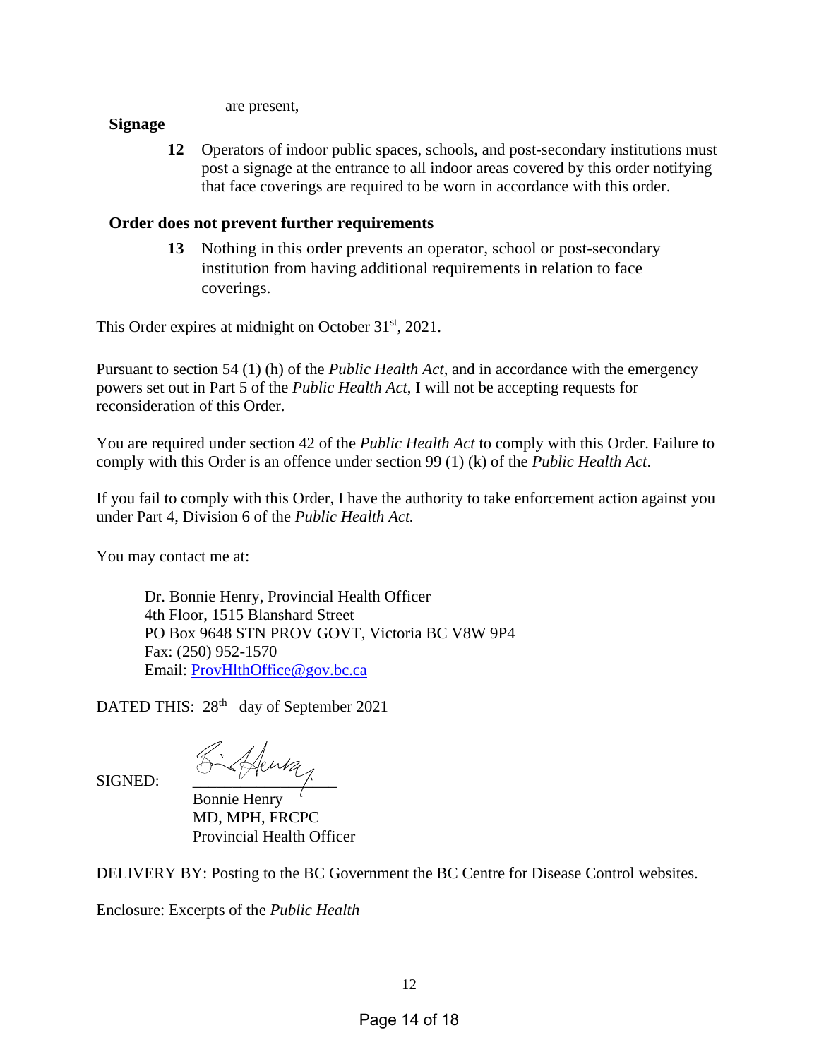are present,

**Signage**

**12** Operators of indoor public spaces, schools, and post-secondary institutions must post a signage at the entrance to all indoor areas covered by this order notifying that face coverings are required to be worn in accordance with this order.

**Order does not prevent further requirements**

**13** Nothing in this order prevents an operator, school or post-secondary institution from having additional requirements in relation to face coverings.

This Order expires at midnight on October 31st, 2021.

Pursuant to section 54 (1) (h) of the *Public Health Act*, and in accordance with the emergency powers set out in Part 5 of the *Public Health Act*, I will not be accepting requests for reconsideration of this Order.

You are required under section 42 of the *Public Health Act* to comply with this Order. Failure to comply with this Order is an offence under section 99 (1) (k) of the *Public Health Act*.

If you fail to comply with this Order, I have the authority to take enforcement action against you under Part 4, Division 6 of the *Public Health Act.*

You may contact me at:

Dr. Bonnie Henry, Provincial Health Officer
4th Floor, 1515 Blanshard Street
PO Box 9648 STN PROV GOVT, Victoria BC V8W 9P4
Fax: (250) 952-1570
Email: ProvHlthOffice@gov.bc.ca

DATED THIS: 28th day of September 2021

SIGNED:

Bonnie Henry
MD, MPH, FRCPC
Provincial Health Officer

DELIVERY BY: Posting to the BC Government the BC Centre for Disease Control websites.

Enclosure: Excerpts of the *Public Health*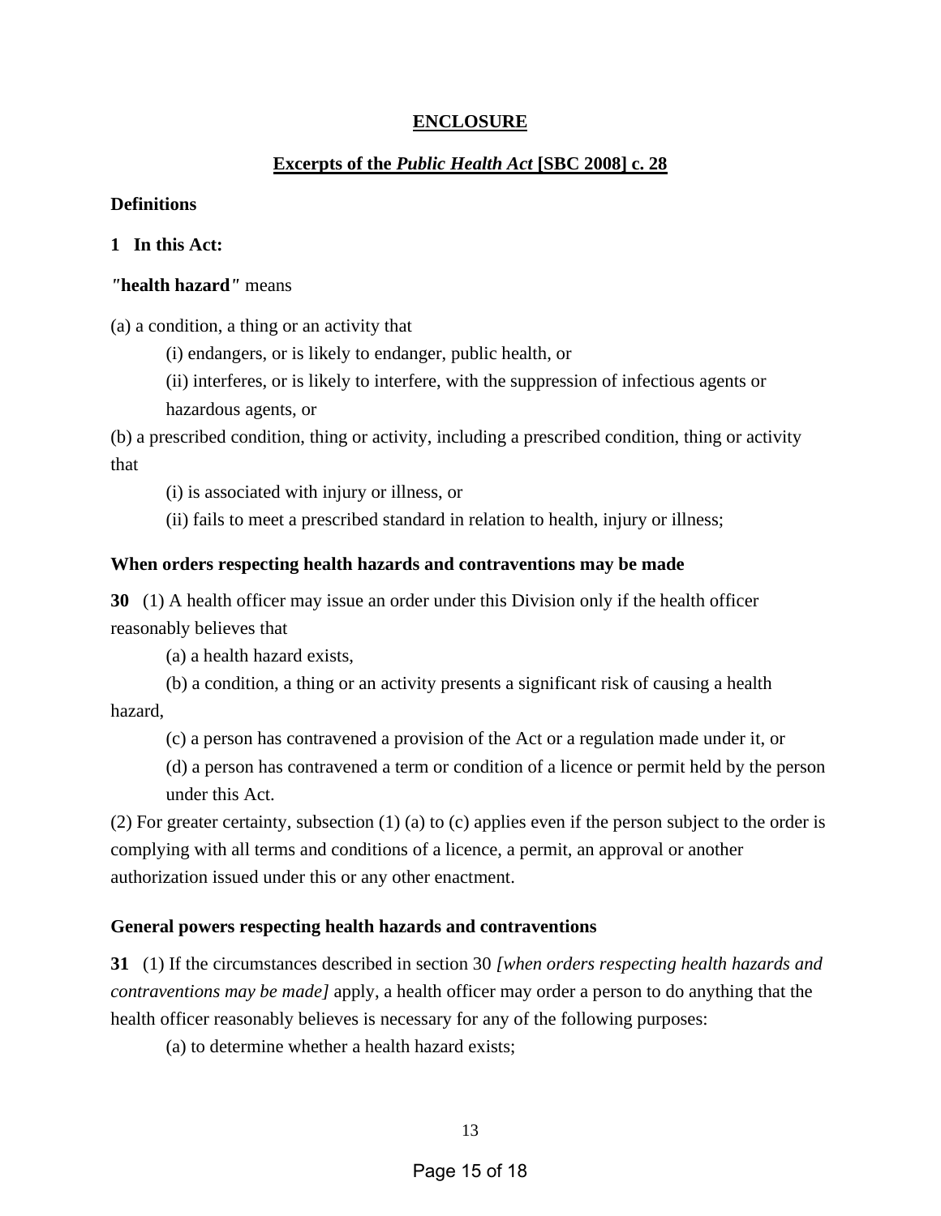## ENCLOSURE

## Excerpts of the *Public Health Act* [SBC 2008] c. 28

**Definitions**

**1 In this Act:**

***"health hazard"*** means

(a) a condition, a thing or an activity that

(i) endangers, or is likely to endanger, public health, or

(ii) interferes, or is likely to interfere, with the suppression of infectious agents or hazardous agents, or

(b) a prescribed condition, thing or activity, including a prescribed condition, thing or activity that

(i) is associated with injury or illness, or

(ii) fails to meet a prescribed standard in relation to health, injury or illness;

**When orders respecting health hazards and contraventions may be made**

**30** (1) A health officer may issue an order under this Division only if the health officer reasonably believes that

(a) a health hazard exists,

(b) a condition, a thing or an activity presents a significant risk of causing a health hazard,

(c) a person has contravened a provision of the Act or a regulation made under it, or

(d) a person has contravened a term or condition of a licence or permit held by the person under this Act.

(2) For greater certainty, subsection (1) (a) to (c) applies even if the person subject to the order is complying with all terms and conditions of a licence, a permit, an approval or another authorization issued under this or any other enactment.

**General powers respecting health hazards and contraventions**

**31** (1) If the circumstances described in section 30 *[when orders respecting health hazards and contraventions may be made]* apply, a health officer may order a person to do anything that the health officer reasonably believes is necessary for any of the following purposes:

(a) to determine whether a health hazard exists;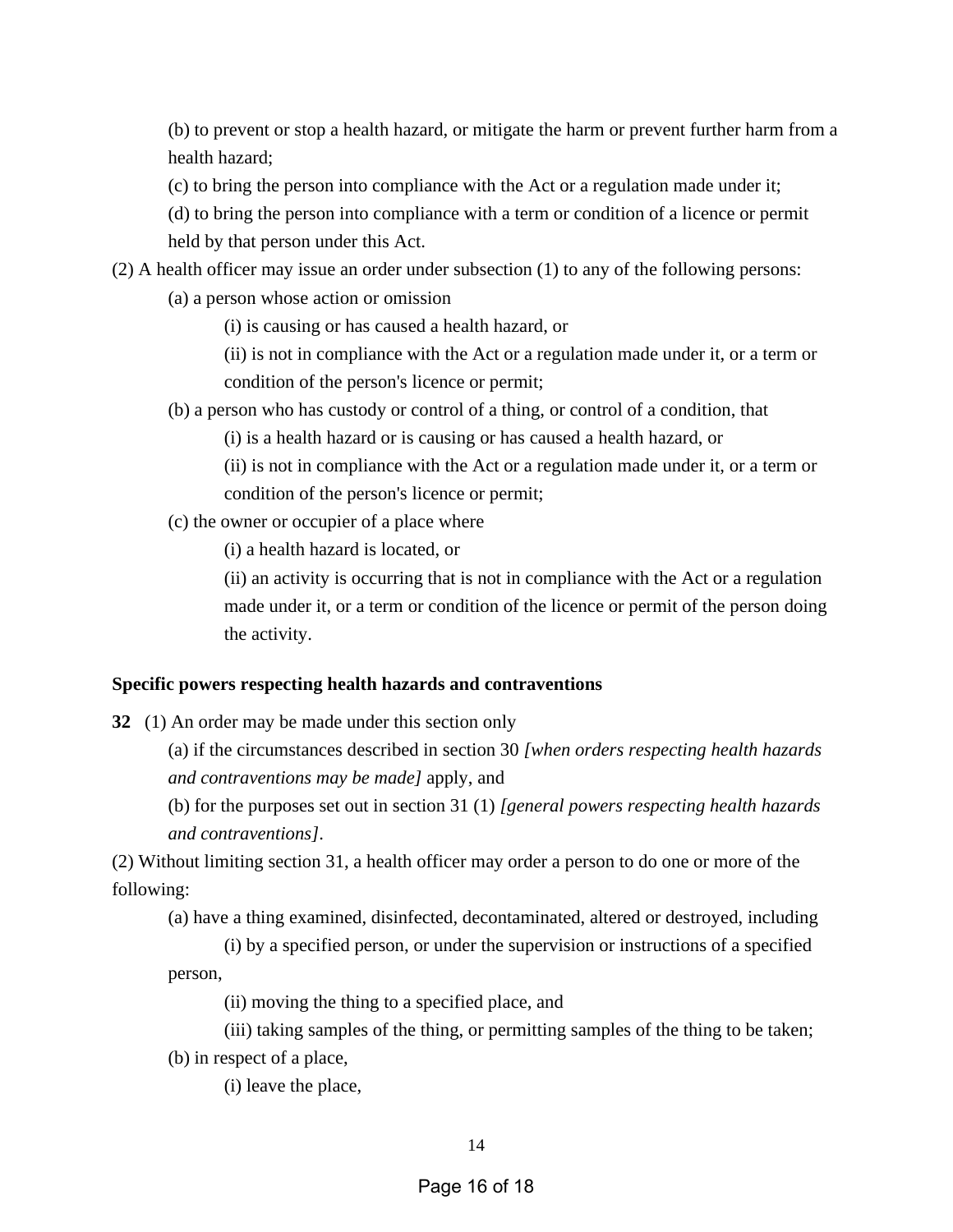(b) to prevent or stop a health hazard, or mitigate the harm or prevent further harm from a health hazard;

(c) to bring the person into compliance with the Act or a regulation made under it;

(d) to bring the person into compliance with a term or condition of a licence or permit held by that person under this Act.

(2) A health officer may issue an order under subsection (1) to any of the following persons:

(a) a person whose action or omission

(i) is causing or has caused a health hazard, or

(ii) is not in compliance with the Act or a regulation made under it, or a term or condition of the person's licence or permit;

(b) a person who has custody or control of a thing, or control of a condition, that

(i) is a health hazard or is causing or has caused a health hazard, or

(ii) is not in compliance with the Act or a regulation made under it, or a term or condition of the person's licence or permit;

(c) the owner or occupier of a place where

(i) a health hazard is located, or

(ii) an activity is occurring that is not in compliance with the Act or a regulation made under it, or a term or condition of the licence or permit of the person doing the activity.

**Specific powers respecting health hazards and contraventions**

**32** (1) An order may be made under this section only

(a) if the circumstances described in section 30 *[when orders respecting health hazards and contraventions may be made]* apply, and

(b) for the purposes set out in section 31 (1) *[general powers respecting health hazards and contraventions]*.

(2) Without limiting section 31, a health officer may order a person to do one or more of the following:

(a) have a thing examined, disinfected, decontaminated, altered or destroyed, including

(i) by a specified person, or under the supervision or instructions of a specified person,

(ii) moving the thing to a specified place, and

(iii) taking samples of the thing, or permitting samples of the thing to be taken;

(b) in respect of a place,

(i) leave the place,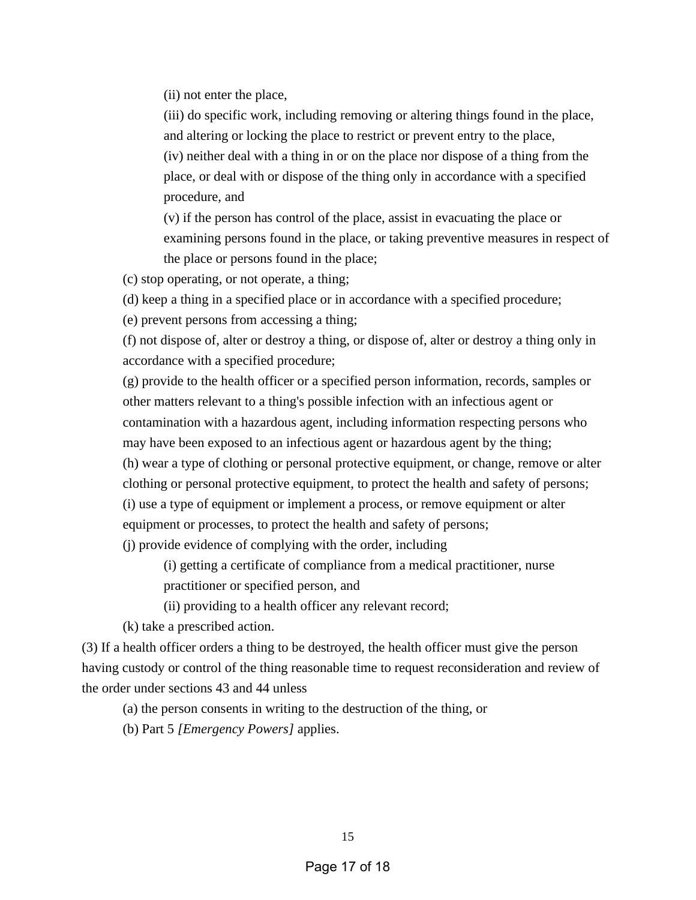(ii) not enter the place,

(iii) do specific work, including removing or altering things found in the place, and altering or locking the place to restrict or prevent entry to the place,

(iv) neither deal with a thing in or on the place nor dispose of a thing from the place, or deal with or dispose of the thing only in accordance with a specified procedure, and

(v) if the person has control of the place, assist in evacuating the place or examining persons found in the place, or taking preventive measures in respect of the place or persons found in the place;

(c) stop operating, or not operate, a thing;

(d) keep a thing in a specified place or in accordance with a specified procedure;

(e) prevent persons from accessing a thing;

(f) not dispose of, alter or destroy a thing, or dispose of, alter or destroy a thing only in accordance with a specified procedure;

(g) provide to the health officer or a specified person information, records, samples or other matters relevant to a thing's possible infection with an infectious agent or contamination with a hazardous agent, including information respecting persons who may have been exposed to an infectious agent or hazardous agent by the thing;

(h) wear a type of clothing or personal protective equipment, or change, remove or alter clothing or personal protective equipment, to protect the health and safety of persons;

(i) use a type of equipment or implement a process, or remove equipment or alter equipment or processes, to protect the health and safety of persons;

(j) provide evidence of complying with the order, including

(i) getting a certificate of compliance from a medical practitioner, nurse practitioner or specified person, and

(ii) providing to a health officer any relevant record;

(k) take a prescribed action.

(3) If a health officer orders a thing to be destroyed, the health officer must give the person having custody or control of the thing reasonable time to request reconsideration and review of the order under sections 43 and 44 unless

(a) the person consents in writing to the destruction of the thing, or

(b) Part 5 *[Emergency Powers]* applies.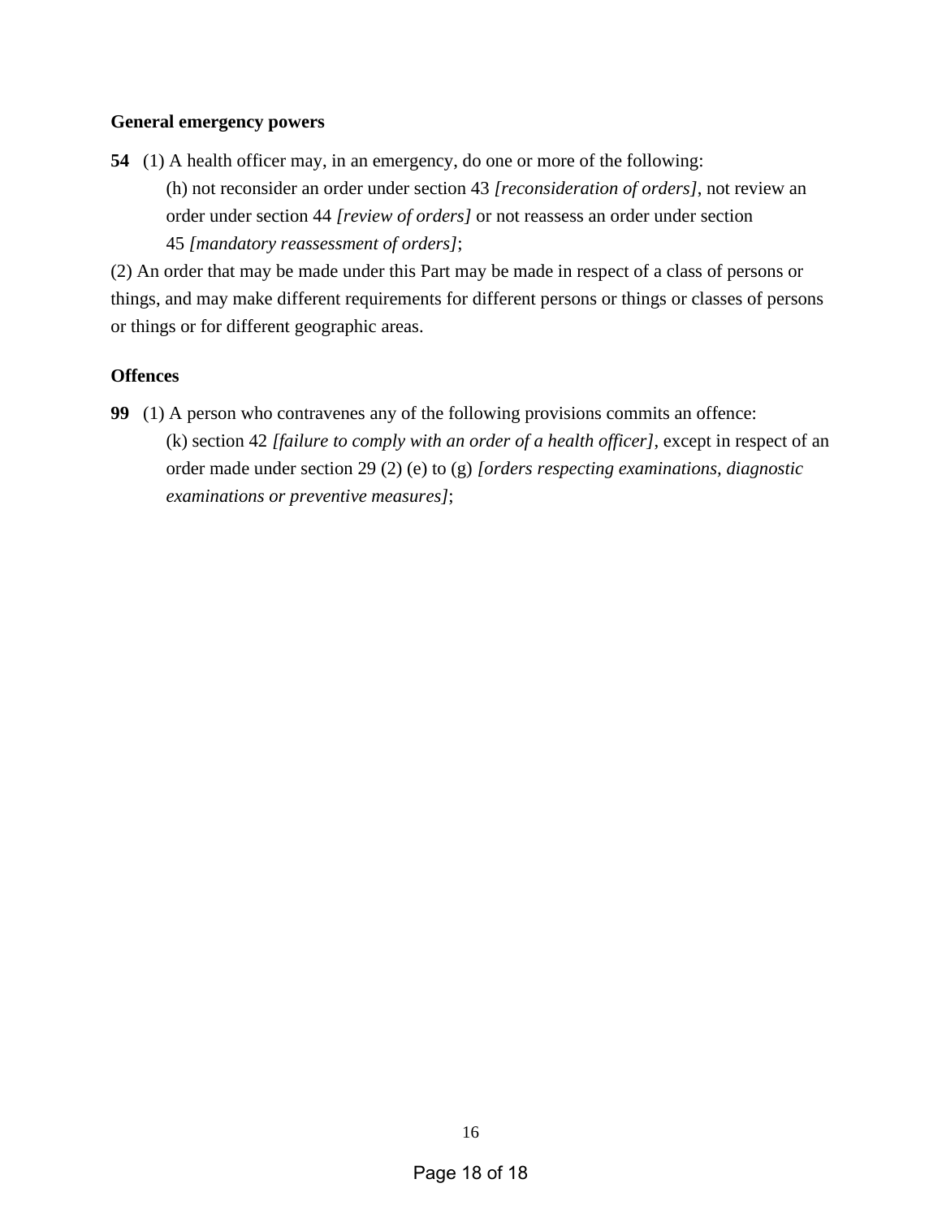**General emergency powers**

**54** (1) A health officer may, in an emergency, do one or more of the following:

(h) not reconsider an order under section 43 *[reconsideration of orders]*, not review an order under section 44 *[review of orders]* or not reassess an order under section 45 *[mandatory reassessment of orders]*;

(2) An order that may be made under this Part may be made in respect of a class of persons or things, and may make different requirements for different persons or things or classes of persons or things or for different geographic areas.

**Offences**

**99** (1) A person who contravenes any of the following provisions commits an offence:

(k) section 42 *[failure to comply with an order of a health officer]*, except in respect of an order made under section 29 (2) (e) to (g) *[orders respecting examinations, diagnostic examinations or preventive measures]*;